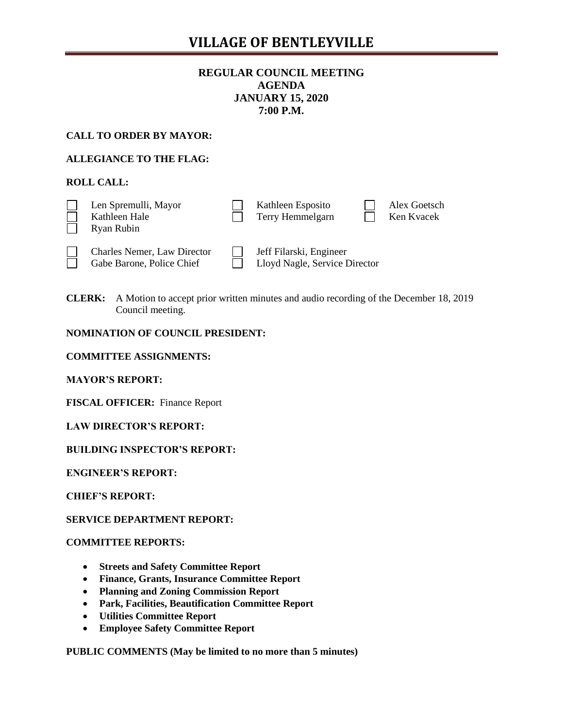# VILLAGE OF BENTLEYVILLE

**REGULAR COUNCIL MEETING**
**AGENDA**
**JANUARY 15, 2020**
**7:00 P.M.**

**CALL TO ORDER BY MAYOR:**

**ALLEGIANCE TO THE FLAG:**

**ROLL CALL:**

- [ ] Len Spremulli, Mayor
- [ ] Kathleen Hale
- [ ] Ryan Rubin
- [ ] Kathleen Esposito
- [ ] Terry Hemmelgarn
- [ ] Alex Goetsch
- [ ] Ken Kvacek

- [ ] Charles Nemer, Law Director
- [ ] Gabe Barone, Police Chief
- [ ] Jeff Filarski, Engineer
- [ ] Lloyd Nagle, Service Director

**CLERK:** A Motion to accept prior written minutes and audio recording of the December 18, 2019 Council meeting.

**NOMINATION OF COUNCIL PRESIDENT:**

**COMMITTEE ASSIGNMENTS:**

**MAYOR'S REPORT:**

**FISCAL OFFICER:** Finance Report

**LAW DIRECTOR'S REPORT:**

**BUILDING INSPECTOR'S REPORT:**

**ENGINEER'S REPORT:**

**CHIEF'S REPORT:**

**SERVICE DEPARTMENT REPORT:**

**COMMITTEE REPORTS:**

- **Streets and Safety Committee Report**
- **Finance, Grants, Insurance Committee Report**
- **Planning and Zoning Commission Report**
- **Park, Facilities, Beautification Committee Report**
- **Utilities Committee Report**
- **Employee Safety Committee Report**

**PUBLIC COMMENTS (May be limited to no more than 5 minutes)**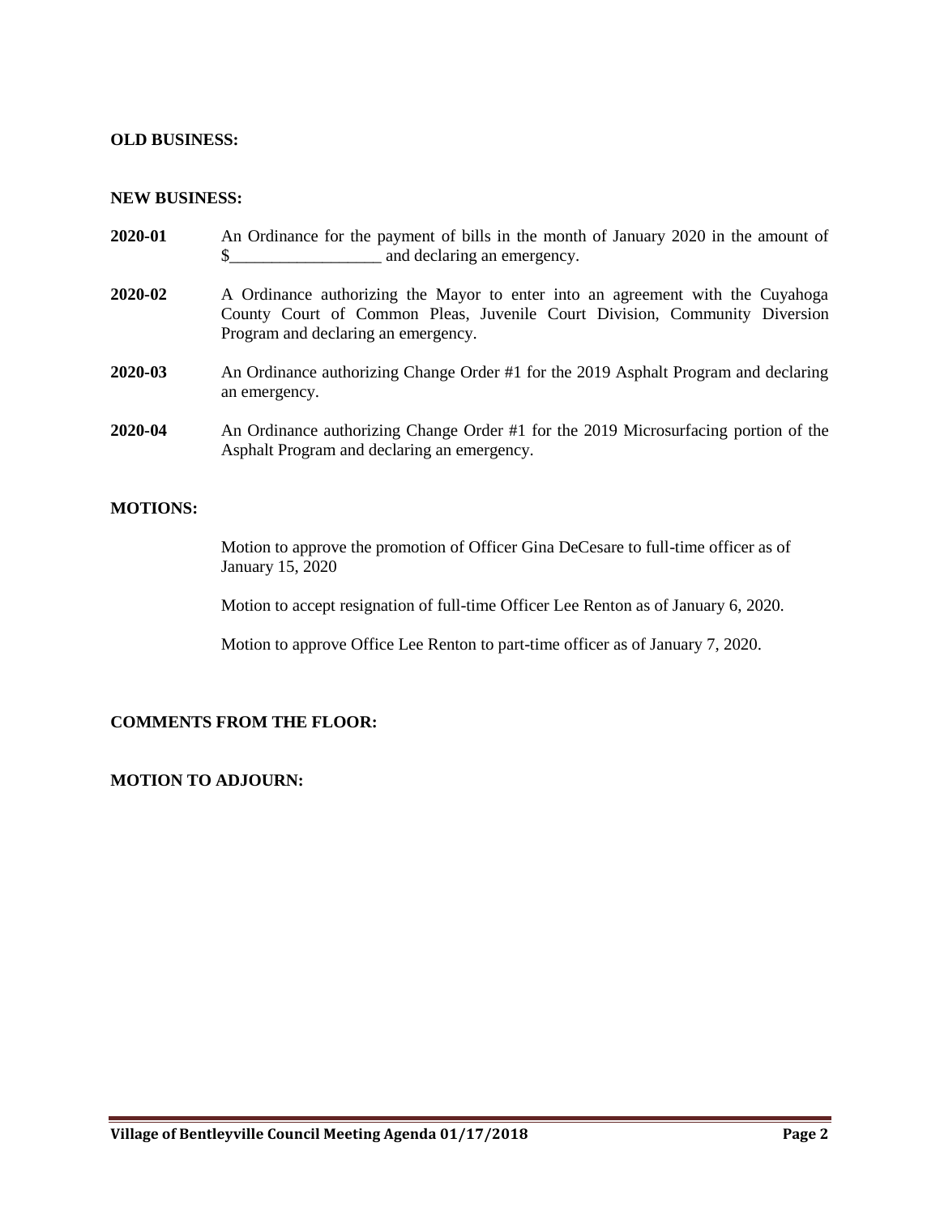**OLD BUSINESS:**

**NEW BUSINESS:**

**2020-01** An Ordinance for the payment of bills in the month of January 2020 in the amount of $__________________ and declaring an emergency.

**2020-02** A Ordinance authorizing the Mayor to enter into an agreement with the Cuyahoga County Court of Common Pleas, Juvenile Court Division, Community Diversion Program and declaring an emergency.

**2020-03** An Ordinance authorizing Change Order #1 for the 2019 Asphalt Program and declaring an emergency.

**2020-04** An Ordinance authorizing Change Order #1 for the 2019 Microsurfacing portion of the Asphalt Program and declaring an emergency.

**MOTIONS:**

Motion to approve the promotion of Officer Gina DeCesare to full-time officer as of January 15, 2020

Motion to accept resignation of full-time Officer Lee Renton as of January 6, 2020.

Motion to approve Office Lee Renton to part-time officer as of January 7, 2020.

**COMMENTS FROM THE FLOOR:**

**MOTION TO ADJOURN:**